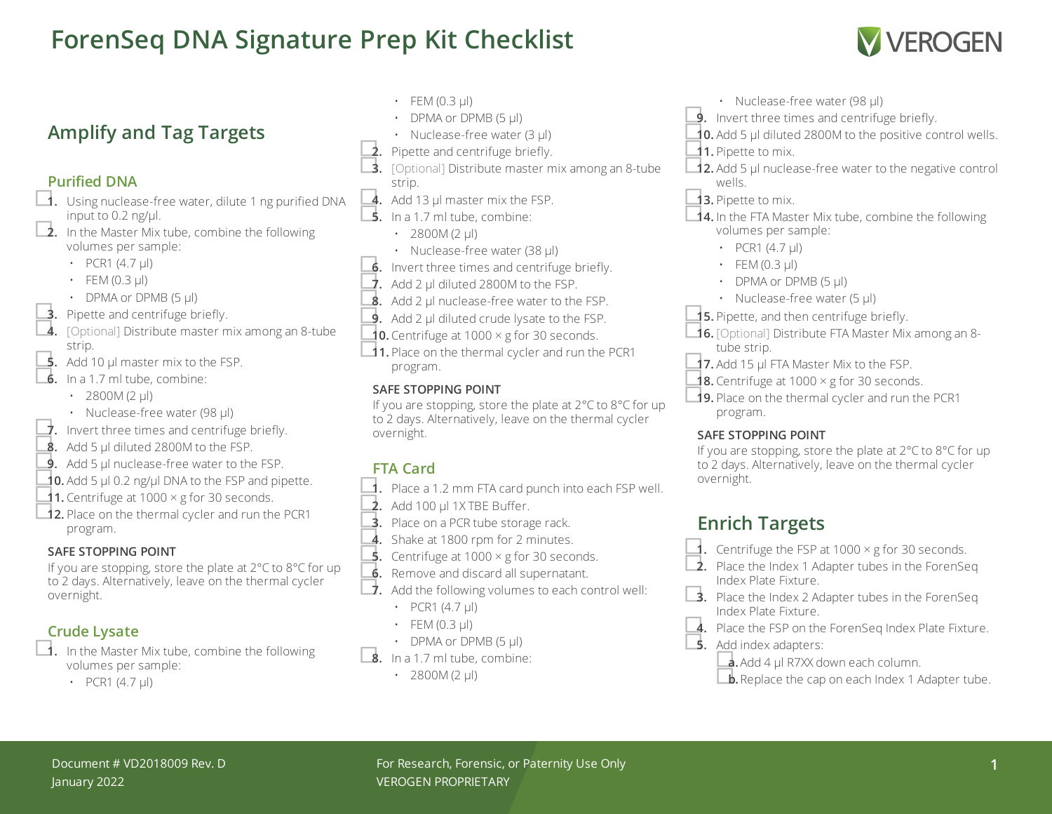# ForenSeq DNA Signature Prep Kit Checklist

## Amplify and Tag Targets

### Purified DNA

- [ ] 1. Using nuclease-free water, dilute 1 ng purified DNA input to 0.2 ng/µl.
- [ ] 2. In the Master Mix tube, combine the following volumes per sample:
  - PCR1 (4.7 µl)
  - FEM (0.3 µl)
  - DPMA or DPMB (5 µl)
- [ ] 3. Pipette and centrifuge briefly.
- [ ] 4. [Optional] Distribute master mix among an 8-tube strip.
- [ ] 5. Add 10 µl master mix to the FSP.
- [ ] 6. In a 1.7 ml tube, combine:
  - 2800M (2 µl)
  - Nuclease-free water (98 µl)
- [ ] 7. Invert three times and centrifuge briefly.
- [ ] 8. Add 5 µl diluted 2800M to the FSP.
- [ ] 9. Add 5 µl nuclease-free water to the FSP.
- [ ] 10. Add 5 µl 0.2 ng/µl DNA to the FSP and pipette.
- [ ] 11. Centrifuge at 1000 × g for 30 seconds.
- [ ] 12. Place on the thermal cycler and run the PCR1 program.

**SAFE STOPPING POINT**

If you are stopping, store the plate at 2°C to 8°C for up to 2 days. Alternatively, leave on the thermal cycler overnight.

### Crude Lysate

- [ ] 1. In the Master Mix tube, combine the following volumes per sample:
  - PCR1 (4.7 µl)
  - FEM (0.3 µl)
  - DPMA or DPMB (5 µl)
  - Nuclease-free water (3 µl)
- [ ] 2. Pipette and centrifuge briefly.
- [ ] 3. [Optional] Distribute master mix among an 8-tube strip.
- [ ] 4. Add 13 µl master mix the FSP.
- [ ] 5. In a 1.7 ml tube, combine:
  - 2800M (2 µl)
  - Nuclease-free water (38 µl)
- [ ] 6. Invert three times and centrifuge briefly.
- [ ] 7. Add 2 µl diluted 2800M to the FSP.
- [ ] 8. Add 2 µl nuclease-free water to the FSP.
- [ ] 9. Add 2 µl diluted crude lysate to the FSP.
- [ ] 10. Centrifuge at 1000 × g for 30 seconds.
- [ ] 11. Place on the thermal cycler and run the PCR1 program.

**SAFE STOPPING POINT**

If you are stopping, store the plate at 2°C to 8°C for up to 2 days. Alternatively, leave on the thermal cycler overnight.

### FTA Card

- [ ] 1. Place a 1.2 mm FTA card punch into each FSP well.
- [ ] 2. Add 100 µl 1X TBE Buffer.
- [ ] 3. Place on a PCR tube storage rack.
- [ ] 4. Shake at 1800 rpm for 2 minutes.
- [ ] 5. Centrifuge at 1000 × g for 30 seconds.
- [ ] 6. Remove and discard all supernatant.
- [ ] 7. Add the following volumes to each control well:
  - PCR1 (4.7 µl)
  - FEM (0.3 µl)
  - DPMA or DPMB (5 µl)
- [ ] 8. In a 1.7 ml tube, combine:
  - 2800M (2 µl)
  - Nuclease-free water (98 µl)
- [ ] 9. Invert three times and centrifuge briefly.
- [ ] 10. Add 5 µl diluted 2800M to the positive control wells.
- [ ] 11. Pipette to mix.
- [ ] 12. Add 5 µl nuclease-free water to the negative control wells.
- [ ] 13. Pipette to mix.
- [ ] 14. In the FTA Master Mix tube, combine the following volumes per sample:
  - PCR1 (4.7 µl)
  - FEM (0.3 µl)
  - DPMA or DPMB (5 µl)
  - Nuclease-free water (5 µl)
- [ ] 15. Pipette, and then centrifuge briefly.
- [ ] 16. [Optional] Distribute FTA Master Mix among an 8-tube strip.
- [ ] 17. Add 15 µl FTA Master Mix to the FSP.
- [ ] 18. Centrifuge at 1000 × g for 30 seconds.
- [ ] 19. Place on the thermal cycler and run the PCR1 program.

**SAFE STOPPING POINT**

If you are stopping, store the plate at 2°C to 8°C for up to 2 days. Alternatively, leave on the thermal cycler overnight.

## Enrich Targets

- [ ] 1. Centrifuge the FSP at 1000 × g for 30 seconds.
- [ ] 2. Place the Index 1 Adapter tubes in the ForenSeq Index Plate Fixture.
- [ ] 3. Place the Index 2 Adapter tubes in the ForenSeq Index Plate Fixture.
- [ ] 4. Place the FSP on the ForenSeq Index Plate Fixture.
- [ ] 5. Add index adapters:
  - [ ] a. Add 4 µl R7XX down each column.
  - [ ] b. Replace the cap on each Index 1 Adapter tube.

Document # VD2018009 Rev. D
January 2022

For Research, Forensic, or Paternity Use Only
VEROGEN PROPRIETARY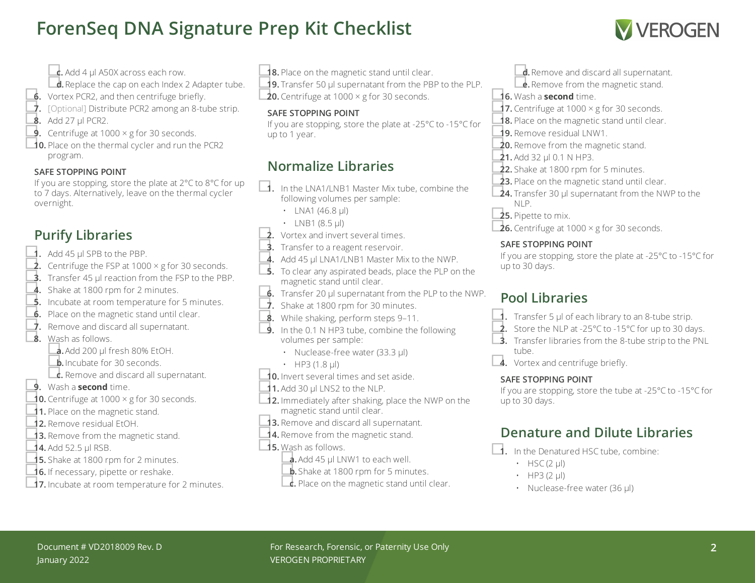# ForenSeq DNA Signature Prep Kit Checklist

- [ ] c. Add 4 µl A50X across each row.
- [ ] d. Replace the cap on each Index 2 Adapter tube.
- [ ] 6. Vortex PCR2, and then centrifuge briefly.
- [ ] 7. [Optional] Distribute PCR2 among an 8-tube strip.
- [ ] 8. Add 27 µl PCR2.
- [ ] 9. Centrifuge at 1000 × g for 30 seconds.
- [ ] 10. Place on the thermal cycler and run the PCR2 program.

**SAFE STOPPING POINT**

If you are stopping, store the plate at 2°C to 8°C for up to 7 days. Alternatively, leave on the thermal cycler overnight.

## Purify Libraries

- [ ] 1. Add 45 µl SPB to the PBP.
- [ ] 2. Centrifuge the FSP at 1000 × g for 30 seconds.
- [ ] 3. Transfer 45 µl reaction from the FSP to the PBP.
- [ ] 4. Shake at 1800 rpm for 2 minutes.
- [ ] 5. Incubate at room temperature for 5 minutes.
- [ ] 6. Place on the magnetic stand until clear.
- [ ] 7. Remove and discard all supernatant.
- [ ] 8. Wash as follows.
  - [ ] a. Add 200 µl fresh 80% EtOH.
  - [ ] b. Incubate for 30 seconds.
  - [ ] c. Remove and discard all supernatant.
- [ ] 9. Wash a **second** time.
- [ ] 10. Centrifuge at 1000 × g for 30 seconds.
- [ ] 11. Place on the magnetic stand.
- [ ] 12. Remove residual EtOH.
- [ ] 13. Remove from the magnetic stand.
- [ ] 14. Add 52.5 µl RSB.
- [ ] 15. Shake at 1800 rpm for 2 minutes.
- [ ] 16. If necessary, pipette or reshake.
- [ ] 17. Incubate at room temperature for 2 minutes.
- [ ] 18. Place on the magnetic stand until clear.
- [ ] 19. Transfer 50 µl supernatant from the PBP to the PLP.
- [ ] 20. Centrifuge at 1000 × g for 30 seconds.

**SAFE STOPPING POINT**

If you are stopping, store the plate at -25°C to -15°C for up to 1 year.

## Normalize Libraries

- [ ] 1. In the LNA1/LNB1 Master Mix tube, combine the following volumes per sample:
  - LNA1 (46.8 µl)
  - LNB1 (8.5 µl)
- [ ] 2. Vortex and invert several times.
- [ ] 3. Transfer to a reagent reservoir.
- [ ] 4. Add 45 µl LNA1/LNB1 Master Mix to the NWP.
- [ ] 5. To clear any aspirated beads, place the PLP on the magnetic stand until clear.
- [ ] 6. Transfer 20 µl supernatant from the PLP to the NWP.
- [ ] 7. Shake at 1800 rpm for 30 minutes.
- [ ] 8. While shaking, perform steps 9–11.
- [ ] 9. In the 0.1 N HP3 tube, combine the following volumes per sample:
  - Nuclease-free water (33.3 µl)
  - HP3 (1.8 µl)
- [ ] 10. Invert several times and set aside.
- [ ] 11. Add 30 µl LNS2 to the NLP.
- [ ] 12. Immediately after shaking, place the NWP on the magnetic stand until clear.
- [ ] 13. Remove and discard all supernatant.
- [ ] 14. Remove from the magnetic stand.
- [ ] 15. Wash as follows.
  - [ ] a. Add 45 µl LNW1 to each well.
  - [ ] b. Shake at 1800 rpm for 5 minutes.
  - [ ] c. Place on the magnetic stand until clear.
  - [ ] d. Remove and discard all supernatant.
  - [ ] e. Remove from the magnetic stand.
- [ ] 16. Wash a **second** time.
- [ ] 17. Centrifuge at 1000 × g for 30 seconds.
- [ ] 18. Place on the magnetic stand until clear.
- [ ] 19. Remove residual LNW1.
- [ ] 20. Remove from the magnetic stand.
- [ ] 21. Add 32 µl 0.1 N HP3.
- [ ] 22. Shake at 1800 rpm for 5 minutes.
- [ ] 23. Place on the magnetic stand until clear.
- [ ] 24. Transfer 30 µl supernatant from the NWP to the NLP.
- [ ] 25. Pipette to mix.
- [ ] 26. Centrifuge at 1000 × g for 30 seconds.

**SAFE STOPPING POINT**

If you are stopping, store the plate at -25°C to -15°C for up to 30 days.

## Pool Libraries

- [ ] 1. Transfer 5 µl of each library to an 8-tube strip.
- [ ] 2. Store the NLP at -25°C to -15°C for up to 30 days.
- [ ] 3. Transfer libraries from the 8-tube strip to the PNL tube.
- [ ] 4. Vortex and centrifuge briefly.

**SAFE STOPPING POINT**

If you are stopping, store the tube at -25°C to -15°C for up to 30 days.

## Denature and Dilute Libraries

- [ ] 1. In the Denatured HSC tube, combine:
  - HSC (2 µl)
  - HP3 (2 µl)
  - Nuclease-free water (36 µl)

Document # VD2018009 Rev. D
January 2022

For Research, Forensic, or Paternity Use Only
VEROGEN PROPRIETARY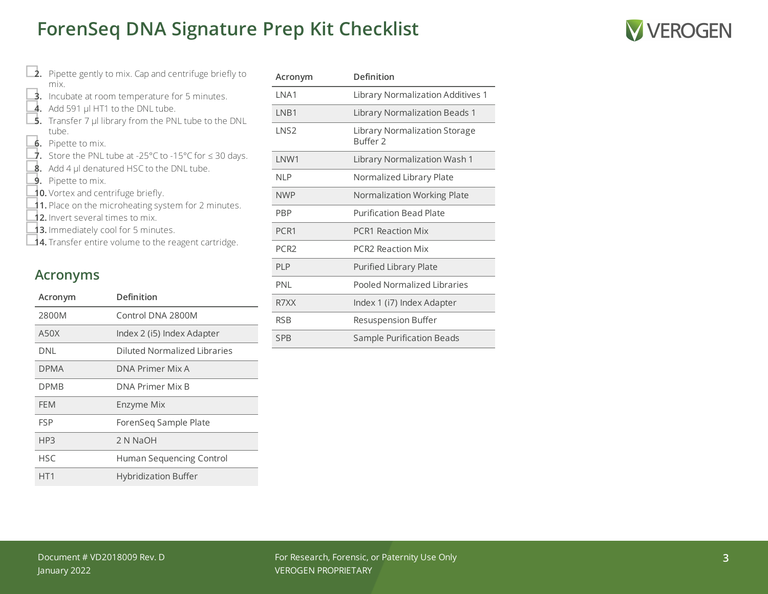# ForenSeq DNA Signature Prep Kit Checklist

- [ ] 2. Pipette gently to mix. Cap and centrifuge briefly to mix.
- [ ] 3. Incubate at room temperature for 5 minutes.
- [ ] 4. Add 591 µl HT1 to the DNL tube.
- [ ] 5. Transfer 7 µl library from the PNL tube to the DNL tube.
- [ ] 6. Pipette to mix.
- [ ] 7. Store the PNL tube at -25°C to -15°C for ≤ 30 days.
- [ ] 8. Add 4 µl denatured HSC to the DNL tube.
- [ ] 9. Pipette to mix.
- [ ] 10. Vortex and centrifuge briefly.
- [ ] 11. Place on the microheating system for 2 minutes.
- [ ] 12. Invert several times to mix.
- [ ] 13. Immediately cool for 5 minutes.
- [ ] 14. Transfer entire volume to the reagent cartridge.

## Acronyms

| Acronym | Definition |
|---|---|
| 2800M | Control DNA 2800M |
| A50X | Index 2 (i5) Index Adapter |
| DNL | Diluted Normalized Libraries |
| DPMA | DNA Primer Mix A |
| DPMB | DNA Primer Mix B |
| FEM | Enzyme Mix |
| FSP | ForenSeq Sample Plate |
| HP3 | 2 N NaOH |
| HSC | Human Sequencing Control |
| HT1 | Hybridization Buffer |
| LNA1 | Library Normalization Additives 1 |
| LNB1 | Library Normalization Beads 1 |
| LNS2 | Library Normalization Storage Buffer 2 |
| LNW1 | Library Normalization Wash 1 |
| NLP | Normalized Library Plate |
| NWP | Normalization Working Plate |
| PBP | Purification Bead Plate |
| PCR1 | PCR1 Reaction Mix |
| PCR2 | PCR2 Reaction Mix |
| PLP | Purified Library Plate |
| PNL | Pooled Normalized Libraries |
| R7XX | Index 1 (i7) Index Adapter |
| RSB | Resuspension Buffer |
| SPB | Sample Purification Beads |

Document # VD2018009 Rev. D
January 2022

For Research, Forensic, or Paternity Use Only
VEROGEN PROPRIETARY